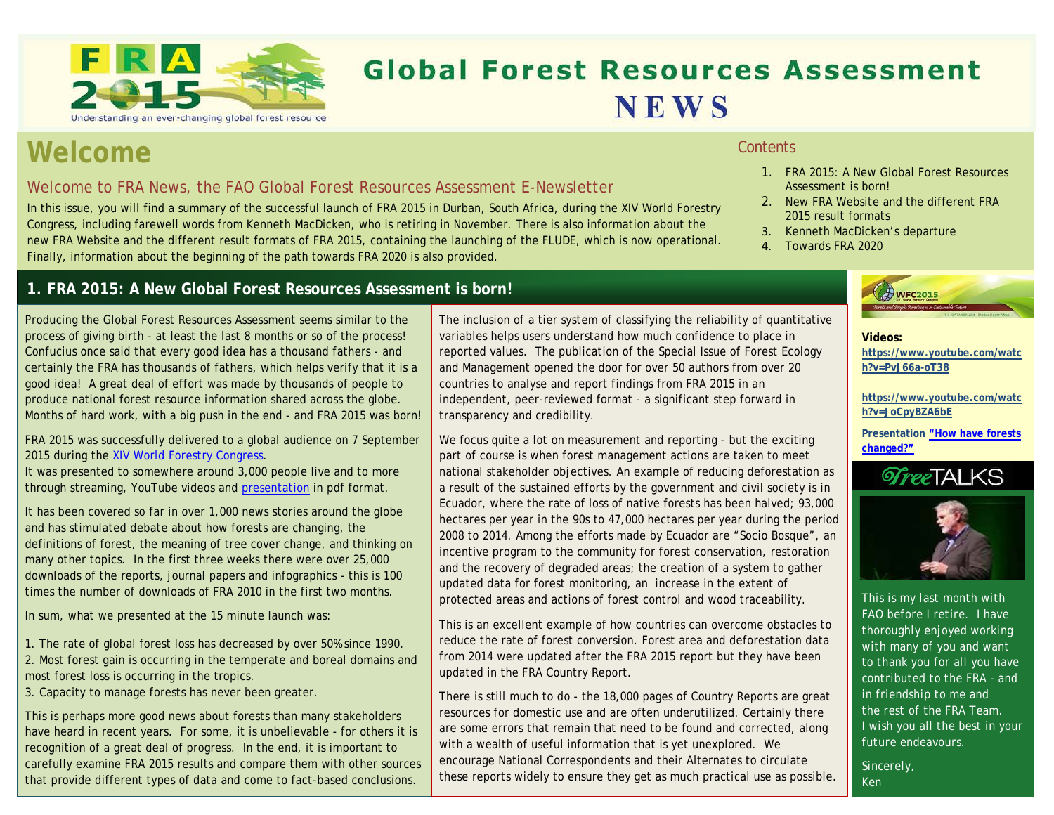# Global Forest Resources Assessment NEWS

FRA 2015 — Understanding an ever-changing global forest resource

## Welcome

### Welcome to FRA News, the FAO Global Forest Resources Assessment E-Newsletter

In this issue, you will find a summary of the successful launch of FRA 2015 in Durban, South Africa, during the XIV World Forestry Congress, including farewell words from Kenneth MacDicken, who is retiring in November. There is also information about the new FRA Website and the different result formats of FRA 2015, containing the launching of the FLUDE, which is now operational. Finally, information about the beginning of the path towards FRA 2020 is also provided.

### Contents

1. FRA 2015: A New Global Forest Resources Assessment is born!
2. New FRA Website and the different FRA 2015 result formats
3. Kenneth MacDicken's departure
4. Towards FRA 2020

## 1. FRA 2015: A New Global Forest Resources Assessment is born!

Producing the Global Forest Resources Assessment seems similar to the process of giving birth - at least the last 8 months or so of the process! Confucius once said that every good idea has a thousand fathers - and certainly the FRA has thousands of fathers, which helps verify that it is a good idea! A great deal of effort was made by thousands of people to produce national forest resource information shared across the globe. Months of hard work, with a big push in the end - and FRA 2015 was born!

FRA 2015 was successfully delivered to a global audience on 7 September 2015 during the XIV World Forestry Congress.
It was presented to somewhere around 3,000 people live and to more through streaming, YouTube videos and presentation in pdf format.

It has been covered so far in over 1,000 news stories around the globe and has stimulated debate about how forests are changing, the definitions of forest, the meaning of tree cover change, and thinking on many other topics. In the first three weeks there were over 25,000 downloads of the reports, journal papers and infographics - this is 100 times the number of downloads of FRA 2010 in the first two months.

In sum, what we presented at the 15 minute launch was:

1. The rate of global forest loss has decreased by over 50% since 1990.
2. Most forest gain is occurring in the temperate and boreal domains and most forest loss is occurring in the tropics.
3. Capacity to manage forests has never been greater.

This is perhaps more good news about forests than many stakeholders have heard in recent years. For some, it is unbelievable - for others it is recognition of a great deal of progress. In the end, it is important to carefully examine FRA 2015 results and compare them with other sources that provide different types of data and come to fact-based conclusions.

The inclusion of a tier system of classifying the reliability of quantitative variables helps users understand how much confidence to place in reported values. The publication of the Special Issue of Forest Ecology and Management opened the door for over 50 authors from over 20 countries to analyse and report findings from FRA 2015 in an independent, peer-reviewed format - a significant step forward in transparency and credibility.

We focus quite a lot on measurement and reporting - but the exciting part of course is when forest management actions are taken to meet national stakeholder objectives. An example of reducing deforestation as a result of the sustained efforts by the government and civil society is in Ecuador, where the rate of loss of native forests has been halved; 93,000 hectares per year in the 90s to 47,000 hectares per year during the period 2008 to 2014. Among the efforts made by Ecuador are "Socio Bosque", an incentive program to the community for forest conservation, restoration and the recovery of degraded areas; the creation of a system to gather updated data for forest monitoring, an increase in the extent of protected areas and actions of forest control and wood traceability.

This is an excellent example of how countries can overcome obstacles to reduce the rate of forest conversion. Forest area and deforestation data from 2014 were updated after the FRA 2015 report but they have been updated in the FRA Country Report.

There is still much to do - the 18,000 pages of Country Reports are great resources for domestic use and are often underutilized. Certainly there are some errors that remain that need to be found and corrected, along with a wealth of useful information that is yet unexplored. We encourage National Correspondents and their Alternates to circulate these reports widely to ensure they get as much practical use as possible.

**Videos:**
**https://www.youtube.com/watch?v=PvJ66a-oT38**

**https://www.youtube.com/watch?v=JoCpyBZA6bE**

**Presentation "How have forests changed?"**

TreeTALKS

This is my last month with FAO before I retire. I have thoroughly enjoyed working with many of you and want to thank you for all you have contributed to the FRA - and in friendship to me and the rest of the FRA Team. I wish you all the best in your future endeavours.

Sincerely,
Ken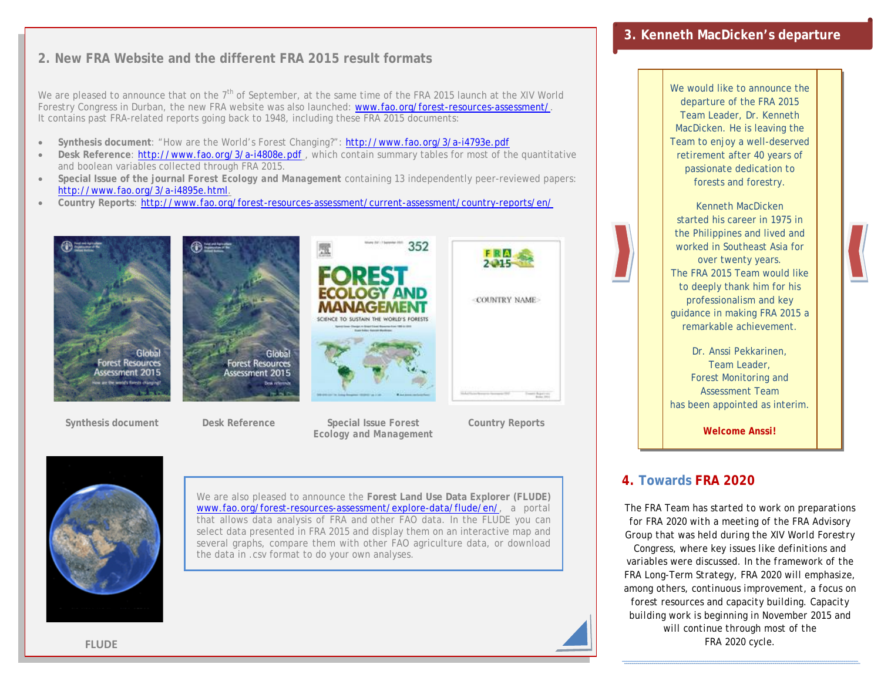## 2. New FRA Website and the different FRA 2015 result formats

We are pleased to announce that on the 7th of September, at the same time of the FRA 2015 launch at the XIV World Forestry Congress in Durban, the new FRA website was also launched: www.fao.org/forest-resources-assessment/. It contains past FRA-related reports going back to 1948, including these FRA 2015 documents:

- **Synthesis document**: "How are the World's Forest Changing?": http://www.fao.org/3/a-i4793e.pdf
- **Desk Reference**: http://www.fao.org/3/a-i4808e.pdf , which contain summary tables for most of the quantitative and boolean variables collected through FRA 2015.
- **Special Issue of the journal Forest Ecology and Management** containing 13 independently peer-reviewed papers: http://www.fao.org/3/a-i4895e.html.
- **Country Reports**: http://www.fao.org/forest-resources-assessment/current-assessment/country-reports/en/

Synthesis document

Desk Reference

Special Issue Forest Ecology and Management

Country Reports

We are also pleased to announce the **Forest Land Use Data Explorer (FLUDE)** www.fao.org/forest-resources-assessment/explore-data/flude/en/, a portal that allows data analysis of FRA and other FAO data. In the FLUDE you can select data presented in FRA 2015 and display them on an interactive map and several graphs, compare them with other FAO agriculture data, or download the data in .csv format to do your own analyses.

FLUDE

## 3. Kenneth MacDicken's departure

We would like to announce the departure of the FRA 2015 Team Leader, Dr. Kenneth MacDicken. He is leaving the Team to enjoy a well-deserved retirement after 40 years of passionate dedication to forests and forestry.

Kenneth MacDicken started his career in 1975 in the Philippines and lived and worked in Southeast Asia for over twenty years. The FRA 2015 Team would like to deeply thank him for his professionalism and key guidance in making FRA 2015 a remarkable achievement.

Dr. Anssi Pekkarinen, Team Leader, Forest Monitoring and Assessment Team has been appointed as interim.

**Welcome Anssi!**

## 4. Towards FRA 2020

The FRA Team has started to work on preparations for FRA 2020 with a meeting of the FRA Advisory Group that was held during the XIV World Forestry Congress, where key issues like definitions and variables were discussed. In the framework of the FRA Long-Term Strategy, FRA 2020 will emphasize, among others, continuous improvement, a focus on forest resources and capacity building. Capacity building work is beginning in November 2015 and will continue through most of the FRA 2020 cycle.